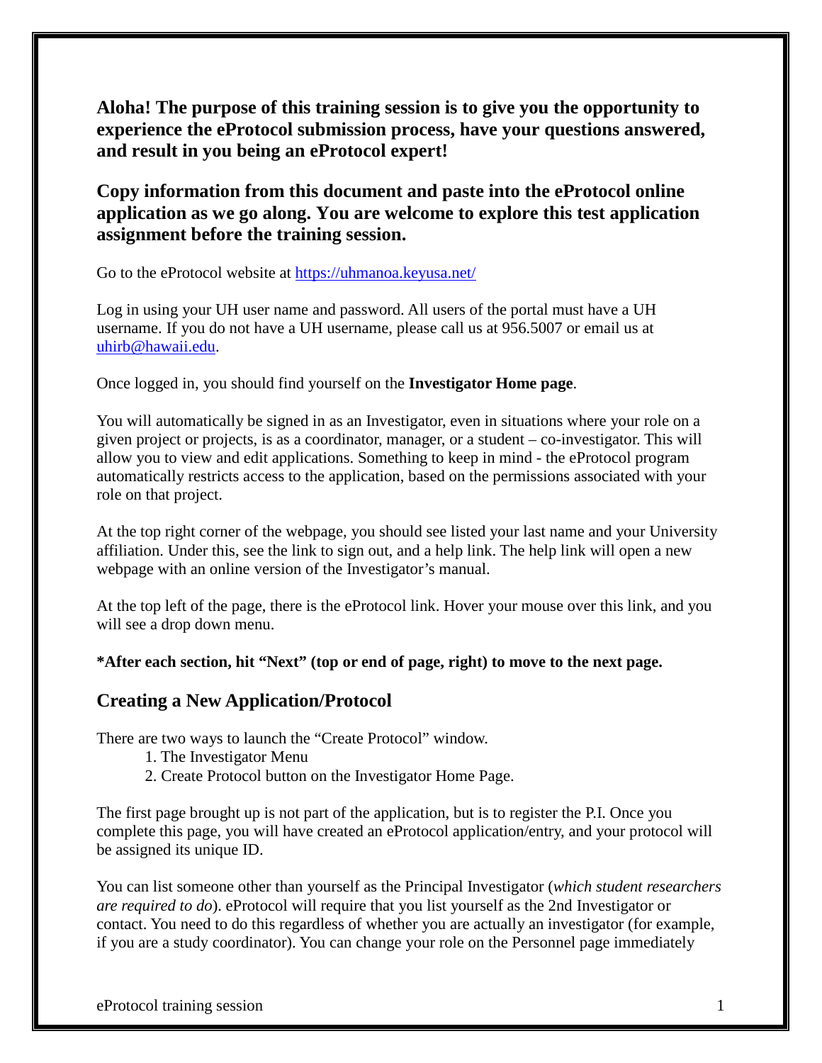**Aloha! The purpose of this training session is to give you the opportunity to experience the eProtocol submission process, have your questions answered, and result in you being an eProtocol expert!**

**Copy information from this document and paste into the eProtocol online application as we go along. You are welcome to explore this test application assignment before the training session.**

Go to the eProtocol website at https://uhmanoa.keyusa.net/

Log in using your UH user name and password. All users of the portal must have a UH username. If you do not have a UH username, please call us at 956.5007 or email us at uhirb@hawaii.edu.

Once logged in, you should find yourself on the **Investigator Home page**.

You will automatically be signed in as an Investigator, even in situations where your role on a given project or projects, is as a coordinator, manager, or a student – co-investigator. This will allow you to view and edit applications. Something to keep in mind - the eProtocol program automatically restricts access to the application, based on the permissions associated with your role on that project.

At the top right corner of the webpage, you should see listed your last name and your University affiliation. Under this, see the link to sign out, and a help link. The help link will open a new webpage with an online version of the Investigator's manual.

At the top left of the page, there is the eProtocol link. Hover your mouse over this link, and you will see a drop down menu.

**\*After each section, hit "Next" (top or end of page, right) to move to the next page.**

## Creating a New Application/Protocol

There are two ways to launch the "Create Protocol" window.

1. The Investigator Menu
2. Create Protocol button on the Investigator Home Page.

The first page brought up is not part of the application, but is to register the P.I. Once you complete this page, you will have created an eProtocol application/entry, and your protocol will be assigned its unique ID.

You can list someone other than yourself as the Principal Investigator (*which student researchers are required to do*). eProtocol will require that you list yourself as the 2nd Investigator or contact. You need to do this regardless of whether you are actually an investigator (for example, if you are a study coordinator). You can change your role on the Personnel page immediately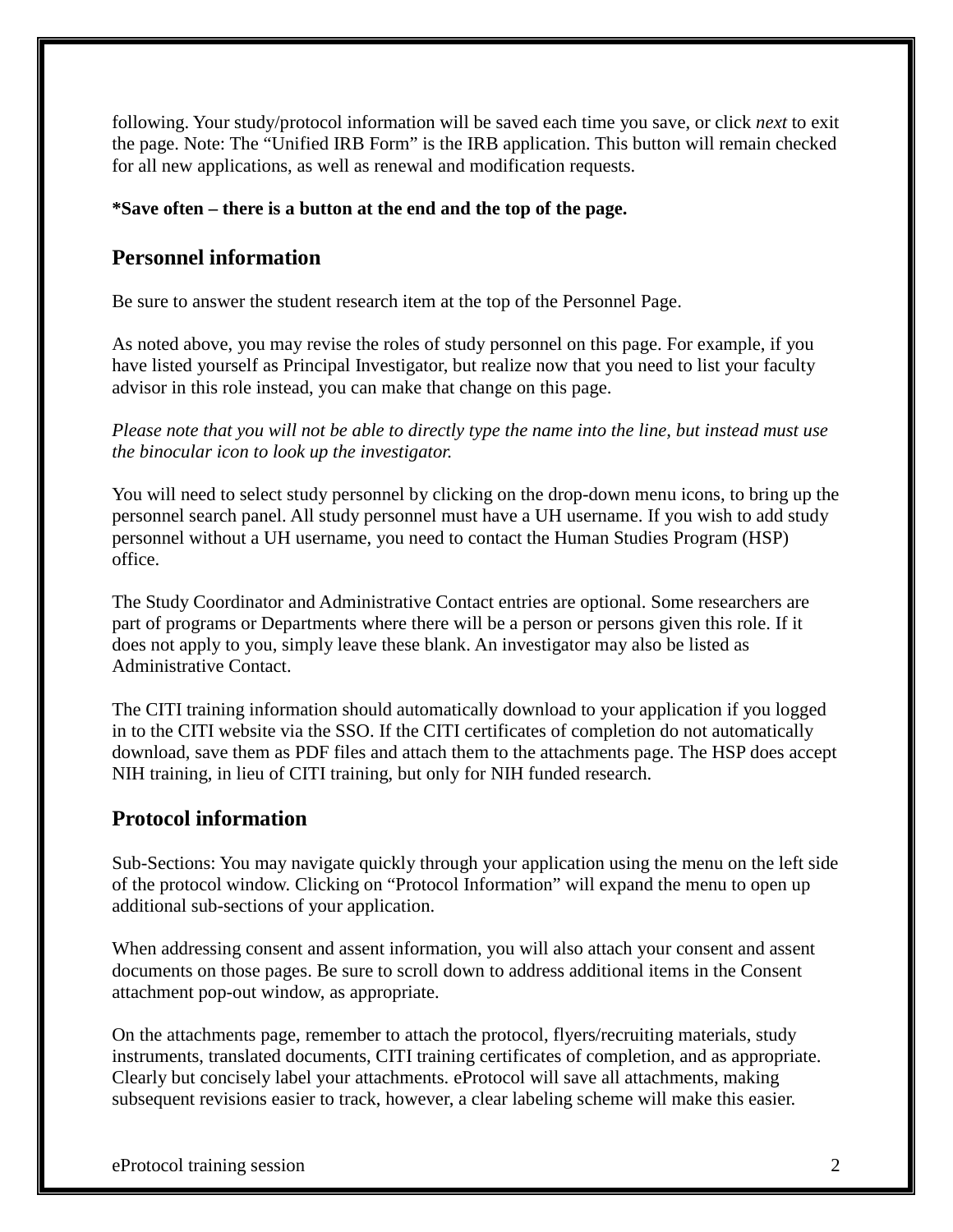following. Your study/protocol information will be saved each time you save, or click *next* to exit the page. Note: The "Unified IRB Form" is the IRB application. This button will remain checked for all new applications, as well as renewal and modification requests.

**\*Save often – there is a button at the end and the top of the page.**

## Personnel information

Be sure to answer the student research item at the top of the Personnel Page.

As noted above, you may revise the roles of study personnel on this page. For example, if you have listed yourself as Principal Investigator, but realize now that you need to list your faculty advisor in this role instead, you can make that change on this page.

*Please note that you will not be able to directly type the name into the line, but instead must use the binocular icon to look up the investigator.*

You will need to select study personnel by clicking on the drop-down menu icons, to bring up the personnel search panel. All study personnel must have a UH username. If you wish to add study personnel without a UH username, you need to contact the Human Studies Program (HSP) office.

The Study Coordinator and Administrative Contact entries are optional. Some researchers are part of programs or Departments where there will be a person or persons given this role. If it does not apply to you, simply leave these blank. An investigator may also be listed as Administrative Contact.

The CITI training information should automatically download to your application if you logged in to the CITI website via the SSO. If the CITI certificates of completion do not automatically download, save them as PDF files and attach them to the attachments page. The HSP does accept NIH training, in lieu of CITI training, but only for NIH funded research.

## Protocol information

Sub-Sections: You may navigate quickly through your application using the menu on the left side of the protocol window. Clicking on "Protocol Information" will expand the menu to open up additional sub-sections of your application.

When addressing consent and assent information, you will also attach your consent and assent documents on those pages. Be sure to scroll down to address additional items in the Consent attachment pop-out window, as appropriate.

On the attachments page, remember to attach the protocol, flyers/recruiting materials, study instruments, translated documents, CITI training certificates of completion, and as appropriate. Clearly but concisely label your attachments. eProtocol will save all attachments, making subsequent revisions easier to track, however, a clear labeling scheme will make this easier.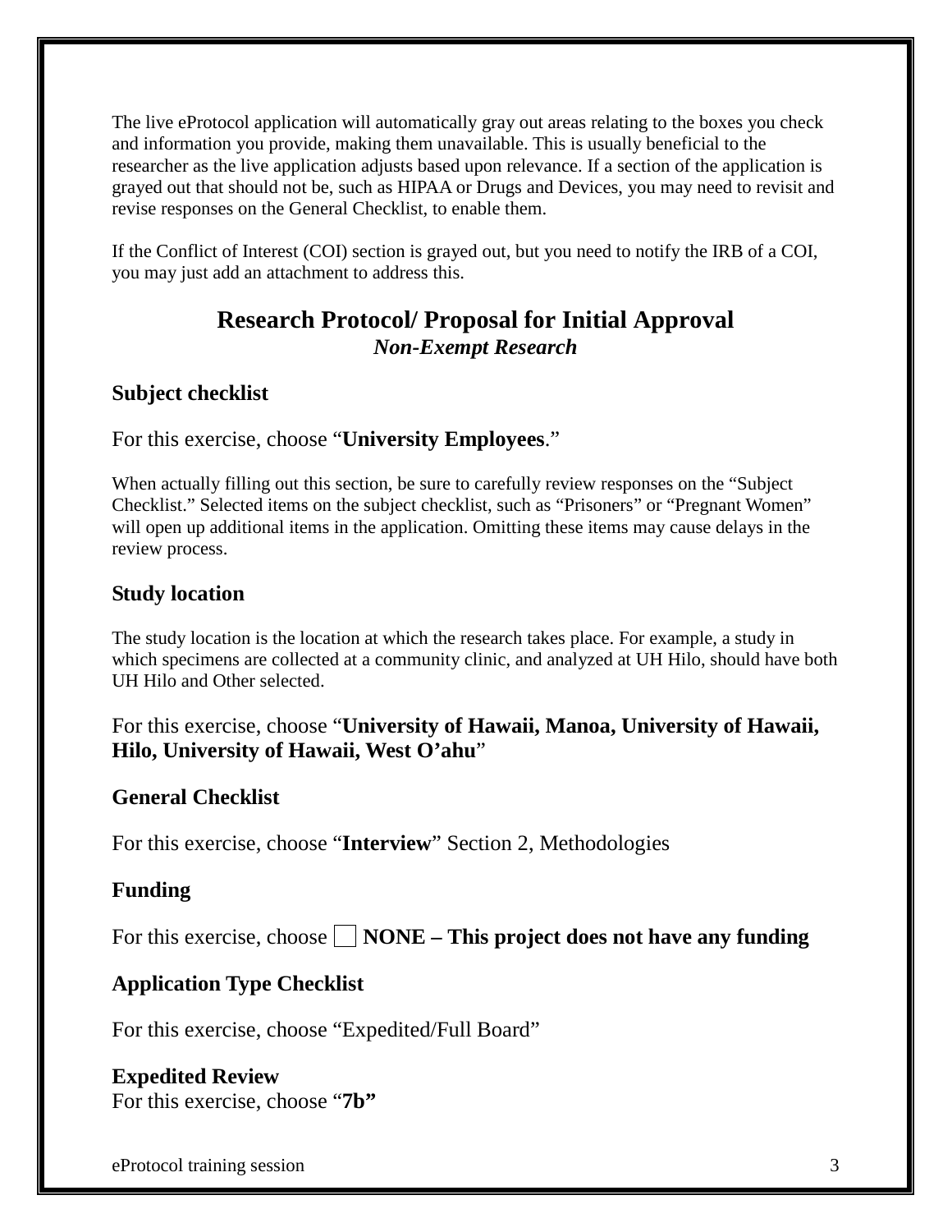The live eProtocol application will automatically gray out areas relating to the boxes you check and information you provide, making them unavailable. This is usually beneficial to the researcher as the live application adjusts based upon relevance. If a section of the application is grayed out that should not be, such as HIPAA or Drugs and Devices, you may need to revisit and revise responses on the General Checklist, to enable them.

If the Conflict of Interest (COI) section is grayed out, but you need to notify the IRB of a COI, you may just add an attachment to address this.

## Research Protocol/ Proposal for Initial Approval

***Non-Exempt Research***

### Subject checklist

For this exercise, choose "**University Employees**."

When actually filling out this section, be sure to carefully review responses on the "Subject Checklist." Selected items on the subject checklist, such as "Prisoners" or "Pregnant Women" will open up additional items in the application. Omitting these items may cause delays in the review process.

### Study location

The study location is the location at which the research takes place. For example, a study in which specimens are collected at a community clinic, and analyzed at UH Hilo, should have both UH Hilo and Other selected.

For this exercise, choose "**University of Hawaii, Manoa, University of Hawaii, Hilo, University of Hawaii, West O'ahu**"

### General Checklist

For this exercise, choose "**Interview**" Section 2, Methodologies

### Funding

For this exercise, choose ☐ **NONE – This project does not have any funding**

### Application Type Checklist

For this exercise, choose "Expedited/Full Board"

### Expedited Review

For this exercise, choose "**7b"**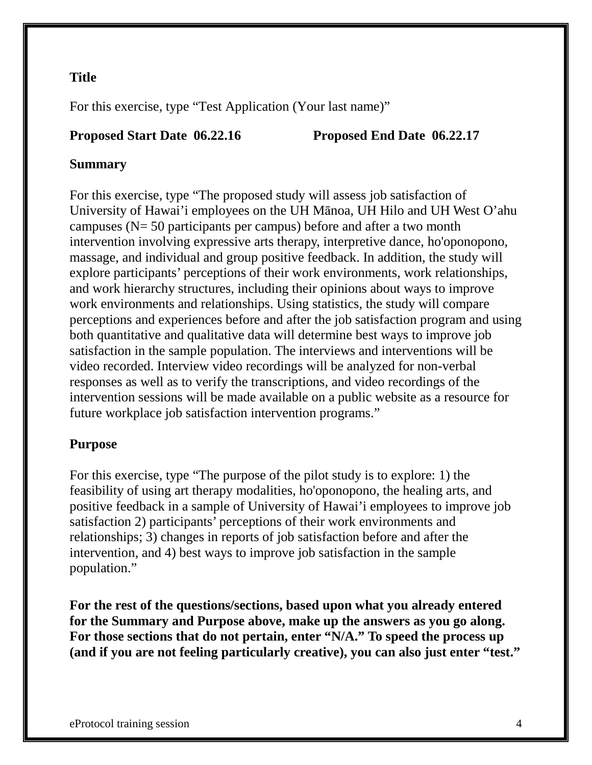**Title**

For this exercise, type "Test Application (Your last name)"

**Proposed Start Date 06.22.16 Proposed End Date 06.22.17**

**Summary**

For this exercise, type "The proposed study will assess job satisfaction of University of Hawai'i employees on the UH Mānoa, UH Hilo and UH West O'ahu campuses (N= 50 participants per campus) before and after a two month intervention involving expressive arts therapy, interpretive dance, ho'oponopono, massage, and individual and group positive feedback. In addition, the study will explore participants' perceptions of their work environments, work relationships, and work hierarchy structures, including their opinions about ways to improve work environments and relationships. Using statistics, the study will compare perceptions and experiences before and after the job satisfaction program and using both quantitative and qualitative data will determine best ways to improve job satisfaction in the sample population. The interviews and interventions will be video recorded. Interview video recordings will be analyzed for non-verbal responses as well as to verify the transcriptions, and video recordings of the intervention sessions will be made available on a public website as a resource for future workplace job satisfaction intervention programs."

**Purpose**

For this exercise, type "The purpose of the pilot study is to explore: 1) the feasibility of using art therapy modalities, ho'oponopono, the healing arts, and positive feedback in a sample of University of Hawai'i employees to improve job satisfaction 2) participants' perceptions of their work environments and relationships; 3) changes in reports of job satisfaction before and after the intervention, and 4) best ways to improve job satisfaction in the sample population."

**For the rest of the questions/sections, based upon what you already entered for the Summary and Purpose above, make up the answers as you go along. For those sections that do not pertain, enter "N/A." To speed the process up (and if you are not feeling particularly creative), you can also just enter "test."**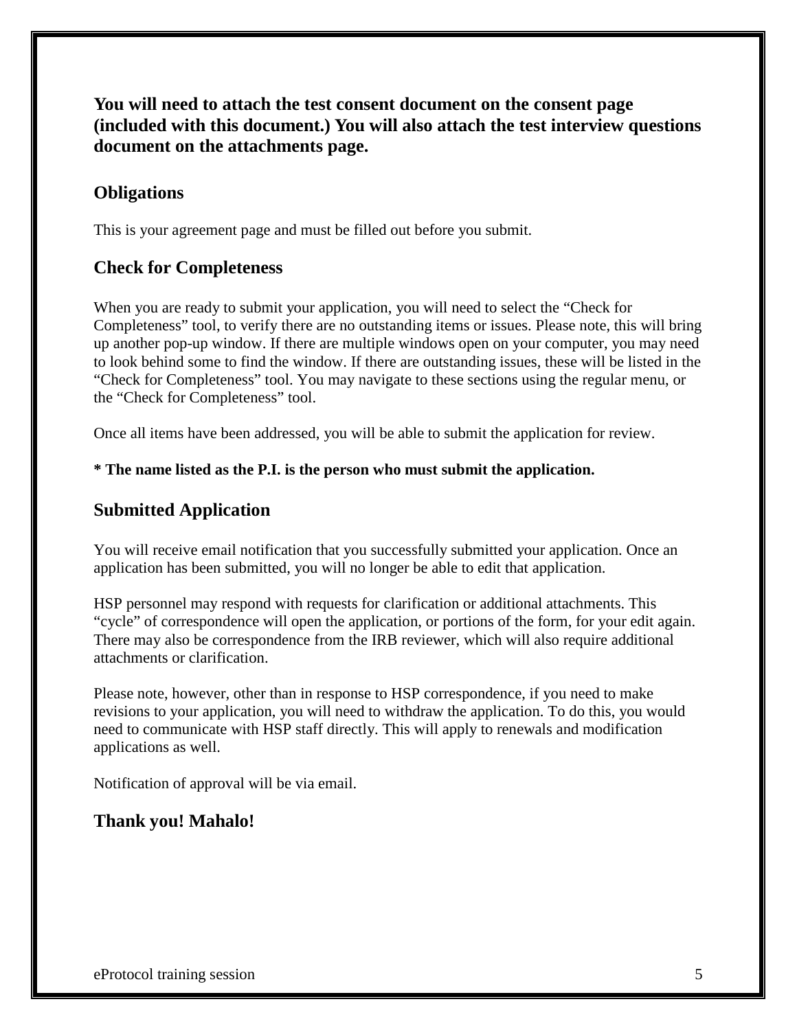**You will need to attach the test consent document on the consent page (included with this document.) You will also attach the test interview questions document on the attachments page.**

## Obligations

This is your agreement page and must be filled out before you submit.

## Check for Completeness

When you are ready to submit your application, you will need to select the "Check for Completeness" tool, to verify there are no outstanding items or issues. Please note, this will bring up another pop-up window. If there are multiple windows open on your computer, you may need to look behind some to find the window. If there are outstanding issues, these will be listed in the "Check for Completeness" tool. You may navigate to these sections using the regular menu, or the "Check for Completeness" tool.

Once all items have been addressed, you will be able to submit the application for review.

**\* The name listed as the P.I. is the person who must submit the application.**

## Submitted Application

You will receive email notification that you successfully submitted your application. Once an application has been submitted, you will no longer be able to edit that application.

HSP personnel may respond with requests for clarification or additional attachments. This "cycle" of correspondence will open the application, or portions of the form, for your edit again. There may also be correspondence from the IRB reviewer, which will also require additional attachments or clarification.

Please note, however, other than in response to HSP correspondence, if you need to make revisions to your application, you will need to withdraw the application. To do this, you would need to communicate with HSP staff directly. This will apply to renewals and modification applications as well.

Notification of approval will be via email.

## Thank you! Mahalo!